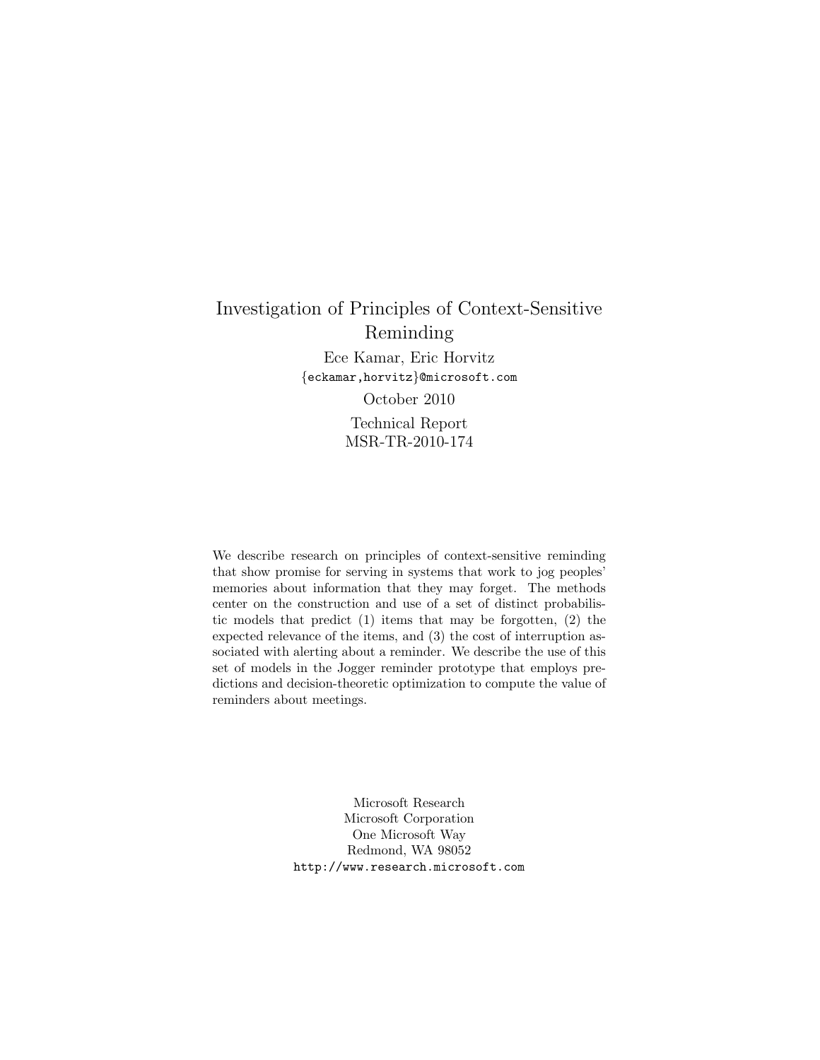# Investigation of Principles of Context-Sensitive Reminding

Ece Kamar, Eric Horvitz

{eckamar,horvitz}@microsoft.com

October 2010

Technical Report
MSR-TR-2010-174

We describe research on principles of context-sensitive reminding that show promise for serving in systems that work to jog peoples' memories about information that they may forget. The methods center on the construction and use of a set of distinct probabilistic models that predict (1) items that may be forgotten, (2) the expected relevance of the items, and (3) the cost of interruption associated with alerting about a reminder. We describe the use of this set of models in the Jogger reminder prototype that employs predictions and decision-theoretic optimization to compute the value of reminders about meetings.

Microsoft Research
Microsoft Corporation
One Microsoft Way
Redmond, WA 98052
http://www.research.microsoft.com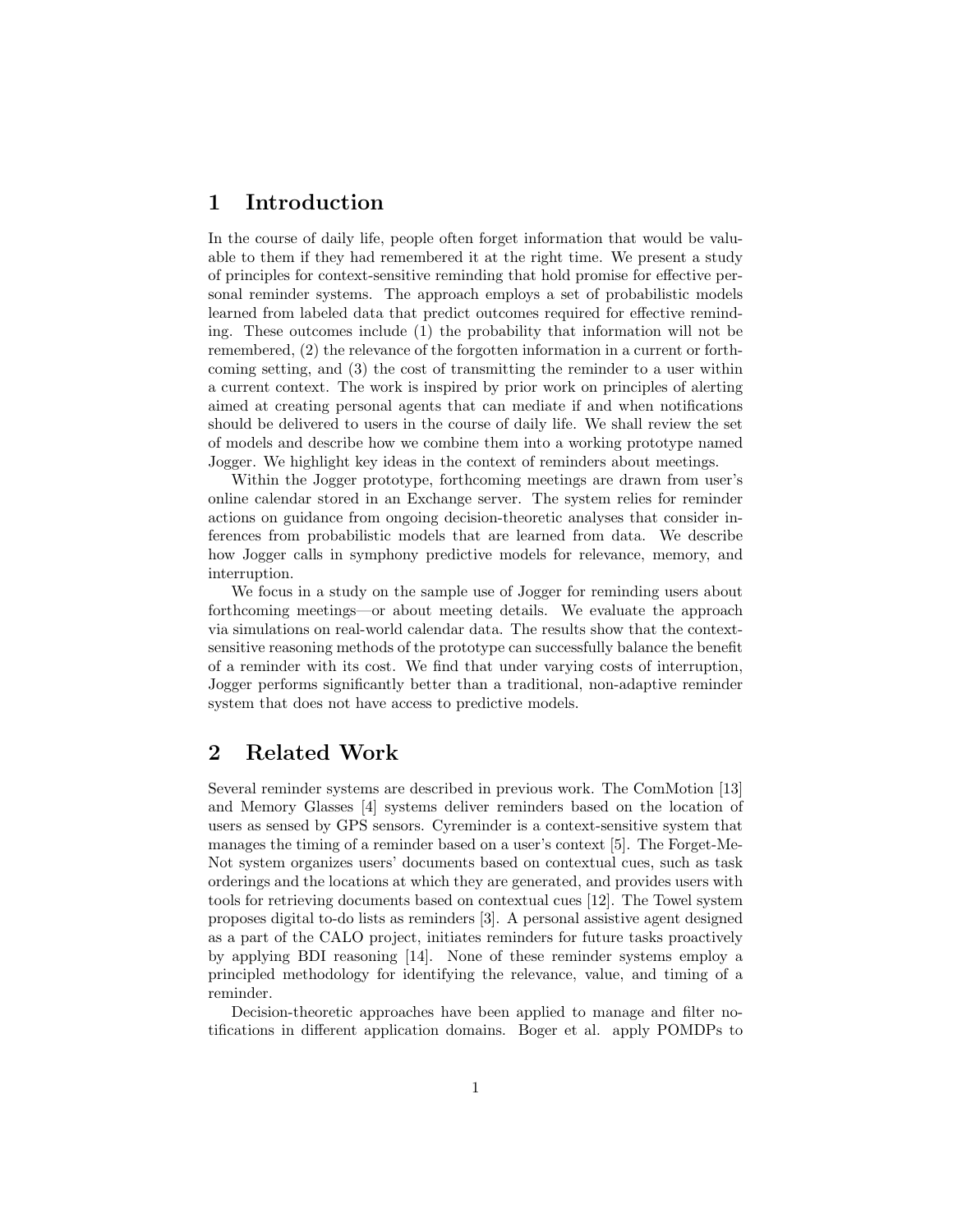# 1 Introduction

In the course of daily life, people often forget information that would be valuable to them if they had remembered it at the right time. We present a study of principles for context-sensitive reminding that hold promise for effective personal reminder systems. The approach employs a set of probabilistic models learned from labeled data that predict outcomes required for effective reminding. These outcomes include (1) the probability that information will not be remembered, (2) the relevance of the forgotten information in a current or forthcoming setting, and (3) the cost of transmitting the reminder to a user within a current context. The work is inspired by prior work on principles of alerting aimed at creating personal agents that can mediate if and when notifications should be delivered to users in the course of daily life. We shall review the set of models and describe how we combine them into a working prototype named Jogger. We highlight key ideas in the context of reminders about meetings.

Within the Jogger prototype, forthcoming meetings are drawn from user's online calendar stored in an Exchange server. The system relies for reminder actions on guidance from ongoing decision-theoretic analyses that consider inferences from probabilistic models that are learned from data. We describe how Jogger calls in symphony predictive models for relevance, memory, and interruption.

We focus in a study on the sample use of Jogger for reminding users about forthcoming meetings—or about meeting details. We evaluate the approach via simulations on real-world calendar data. The results show that the context-sensitive reasoning methods of the prototype can successfully balance the benefit of a reminder with its cost. We find that under varying costs of interruption, Jogger performs significantly better than a traditional, non-adaptive reminder system that does not have access to predictive models.

# 2 Related Work

Several reminder systems are described in previous work. The ComMotion [13] and Memory Glasses [4] systems deliver reminders based on the location of users as sensed by GPS sensors. Cyreminder is a context-sensitive system that manages the timing of a reminder based on a user's context [5]. The Forget-Me-Not system organizes users' documents based on contextual cues, such as task orderings and the locations at which they are generated, and provides users with tools for retrieving documents based on contextual cues [12]. The Towel system proposes digital to-do lists as reminders [3]. A personal assistive agent designed as a part of the CALO project, initiates reminders for future tasks proactively by applying BDI reasoning [14]. None of these reminder systems employ a principled methodology for identifying the relevance, value, and timing of a reminder.

Decision-theoretic approaches have been applied to manage and filter notifications in different application domains. Boger et al. apply POMDPs to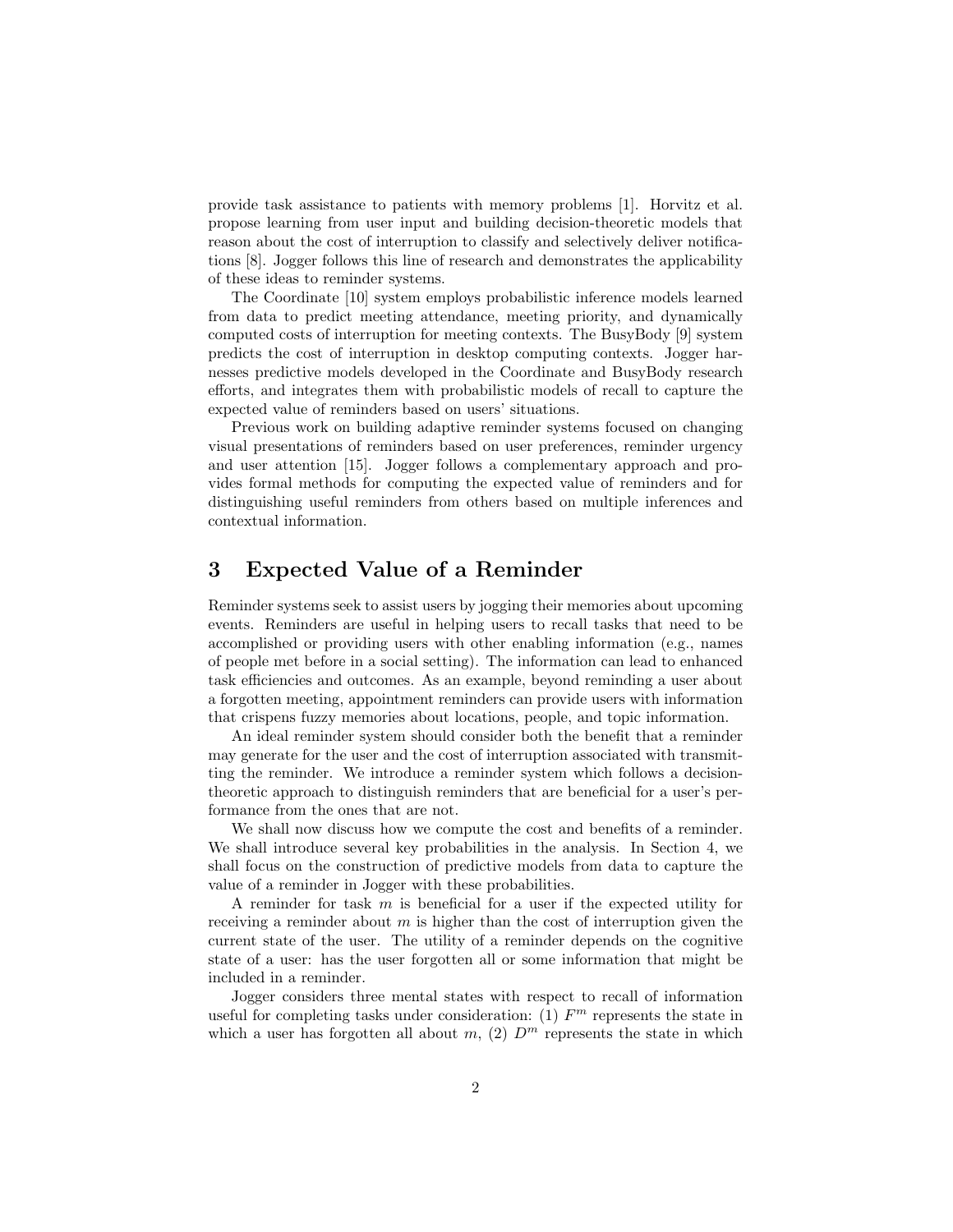provide task assistance to patients with memory problems [1]. Horvitz et al. propose learning from user input and building decision-theoretic models that reason about the cost of interruption to classify and selectively deliver notifications [8]. Jogger follows this line of research and demonstrates the applicability of these ideas to reminder systems.

The Coordinate [10] system employs probabilistic inference models learned from data to predict meeting attendance, meeting priority, and dynamically computed costs of interruption for meeting contexts. The BusyBody [9] system predicts the cost of interruption in desktop computing contexts. Jogger harnesses predictive models developed in the Coordinate and BusyBody research efforts, and integrates them with probabilistic models of recall to capture the expected value of reminders based on users' situations.

Previous work on building adaptive reminder systems focused on changing visual presentations of reminders based on user preferences, reminder urgency and user attention [15]. Jogger follows a complementary approach and provides formal methods for computing the expected value of reminders and for distinguishing useful reminders from others based on multiple inferences and contextual information.

## 3 Expected Value of a Reminder

Reminder systems seek to assist users by jogging their memories about upcoming events. Reminders are useful in helping users to recall tasks that need to be accomplished or providing users with other enabling information (e.g., names of people met before in a social setting). The information can lead to enhanced task efficiencies and outcomes. As an example, beyond reminding a user about a forgotten meeting, appointment reminders can provide users with information that crispens fuzzy memories about locations, people, and topic information.

An ideal reminder system should consider both the benefit that a reminder may generate for the user and the cost of interruption associated with transmitting the reminder. We introduce a reminder system which follows a decision-theoretic approach to distinguish reminders that are beneficial for a user's performance from the ones that are not.

We shall now discuss how we compute the cost and benefits of a reminder. We shall introduce several key probabilities in the analysis. In Section 4, we shall focus on the construction of predictive models from data to capture the value of a reminder in Jogger with these probabilities.

A reminder for task $m$ is beneficial for a user if the expected utility for receiving a reminder about $m$ is higher than the cost of interruption given the current state of the user. The utility of a reminder depends on the cognitive state of a user: has the user forgotten all or some information that might be included in a reminder.

Jogger considers three mental states with respect to recall of information useful for completing tasks under consideration: (1) $F^m$ represents the state in which a user has forgotten all about $m$, (2) $D^m$ represents the state in which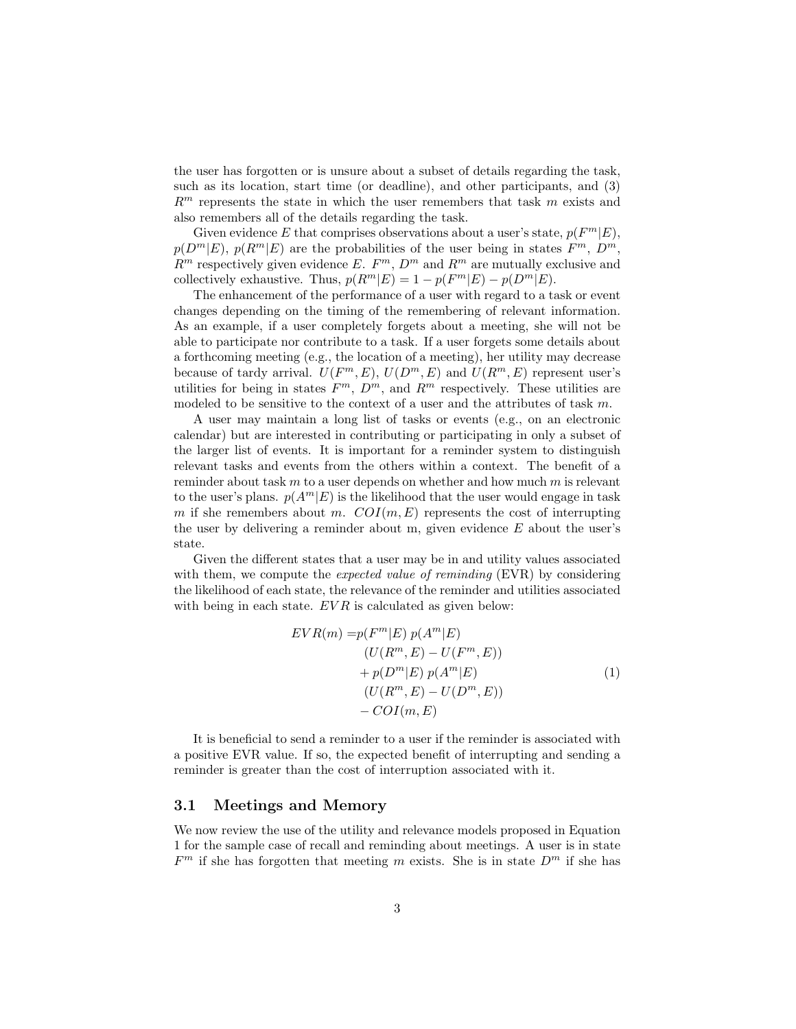the user has forgotten or is unsure about a subset of details regarding the task, such as its location, start time (or deadline), and other participants, and (3) $R^m$ represents the state in which the user remembers that task $m$ exists and also remembers all of the details regarding the task.

Given evidence $E$ that comprises observations about a user's state, $p(F^m|E)$, $p(D^m|E)$, $p(R^m|E)$ are the probabilities of the user being in states $F^m$, $D^m$, $R^m$ respectively given evidence $E$. $F^m$, $D^m$ and $R^m$ are mutually exclusive and collectively exhaustive. Thus, $p(R^m|E) = 1 - p(F^m|E) - p(D^m|E)$.

The enhancement of the performance of a user with regard to a task or event changes depending on the timing of the remembering of relevant information. As an example, if a user completely forgets about a meeting, she will not be able to participate nor contribute to a task. If a user forgets some details about a forthcoming meeting (e.g., the location of a meeting), her utility may decrease because of tardy arrival. $U(F^m, E)$, $U(D^m, E)$ and $U(R^m, E)$ represent user's utilities for being in states $F^m$, $D^m$, and $R^m$ respectively. These utilities are modeled to be sensitive to the context of a user and the attributes of task $m$.

A user may maintain a long list of tasks or events (e.g., on an electronic calendar) but are interested in contributing or participating in only a subset of the larger list of events. It is important for a reminder system to distinguish relevant tasks and events from the others within a context. The benefit of a reminder about task $m$ to a user depends on whether and how much $m$ is relevant to the user's plans. $p(A^m|E)$ is the likelihood that the user would engage in task $m$ if she remembers about $m$. $COI(m, E)$ represents the cost of interrupting the user by delivering a reminder about m, given evidence $E$ about the user's state.

Given the different states that a user may be in and utility values associated with them, we compute the *expected value of reminding* (EVR) by considering the likelihood of each state, the relevance of the reminder and utilities associated with being in each state. $EVR$ is calculated as given below:

$$
\begin{aligned}
EVR(m) = & p(F^m|E)\, p(A^m|E) \\
& (U(R^m, E) - U(F^m, E)) \\
& + p(D^m|E)\, p(A^m|E) \\
& (U(R^m, E) - U(D^m, E)) \\
& - COI(m, E)
\end{aligned}
\tag{1}
$$

It is beneficial to send a reminder to a user if the reminder is associated with a positive EVR value. If so, the expected benefit of interrupting and sending a reminder is greater than the cost of interruption associated with it.

### 3.1 Meetings and Memory

We now review the use of the utility and relevance models proposed in Equation 1 for the sample case of recall and reminding about meetings. A user is in state $F^m$ if she has forgotten that meeting $m$ exists. She is in state $D^m$ if she has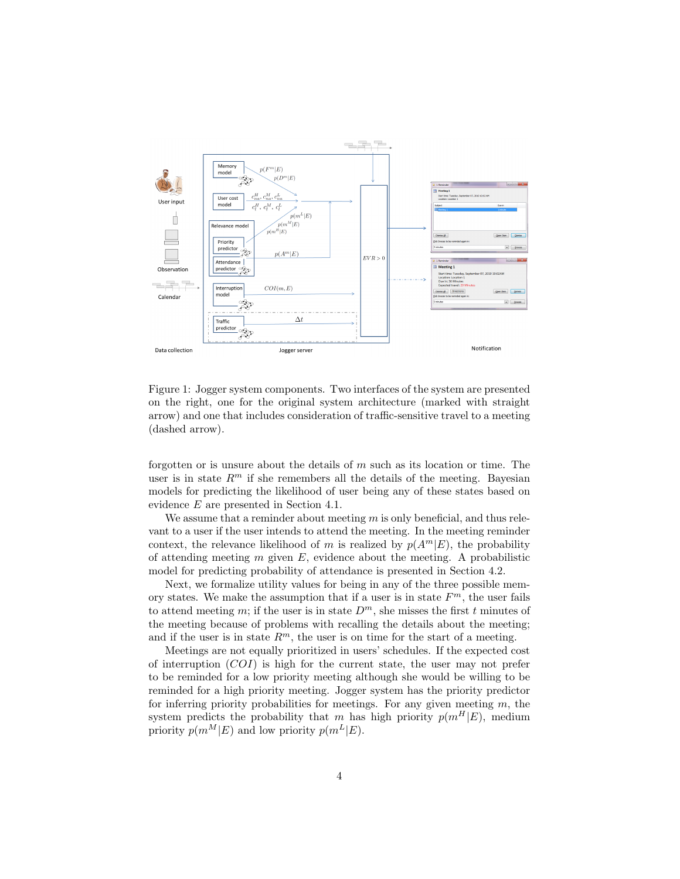Figure 1: Jogger system components. Two interfaces of the system are presented on the right, one for the original system architecture (marked with straight arrow) and one that includes consideration of traffic-sensitive travel to a meeting (dashed arrow).

forgotten or is unsure about the details of $m$ such as its location or time. The user is in state $R^m$ if she remembers all the details of the meeting. Bayesian models for predicting the likelihood of user being any of these states based on evidence $E$ are presented in Section 4.1.

We assume that a reminder about meeting $m$ is only beneficial, and thus relevant to a user if the user intends to attend the meeting. In the meeting reminder context, the relevance likelihood of $m$ is realized by $p(A^m|E)$, the probability of attending meeting $m$ given $E$, evidence about the meeting. A probabilistic model for predicting probability of attendance is presented in Section 4.2.

Next, we formalize utility values for being in any of the three possible memory states. We make the assumption that if a user is in state $F^m$, the user fails to attend meeting $m$; if the user is in state $D^m$, she misses the first $t$ minutes of the meeting because of problems with recalling the details about the meeting; and if the user is in state $R^m$, the user is on time for the start of a meeting.

Meetings are not equally prioritized in users' schedules. If the expected cost of interruption ($COI$) is high for the current state, the user may not prefer to be reminded for a low priority meeting although she would be willing to be reminded for a high priority meeting. Jogger system has the priority predictor for inferring priority probabilities for meetings. For any given meeting $m$, the system predicts the probability that $m$ has high priority $p(m^H|E)$, medium priority $p(m^M|E)$ and low priority $p(m^L|E)$.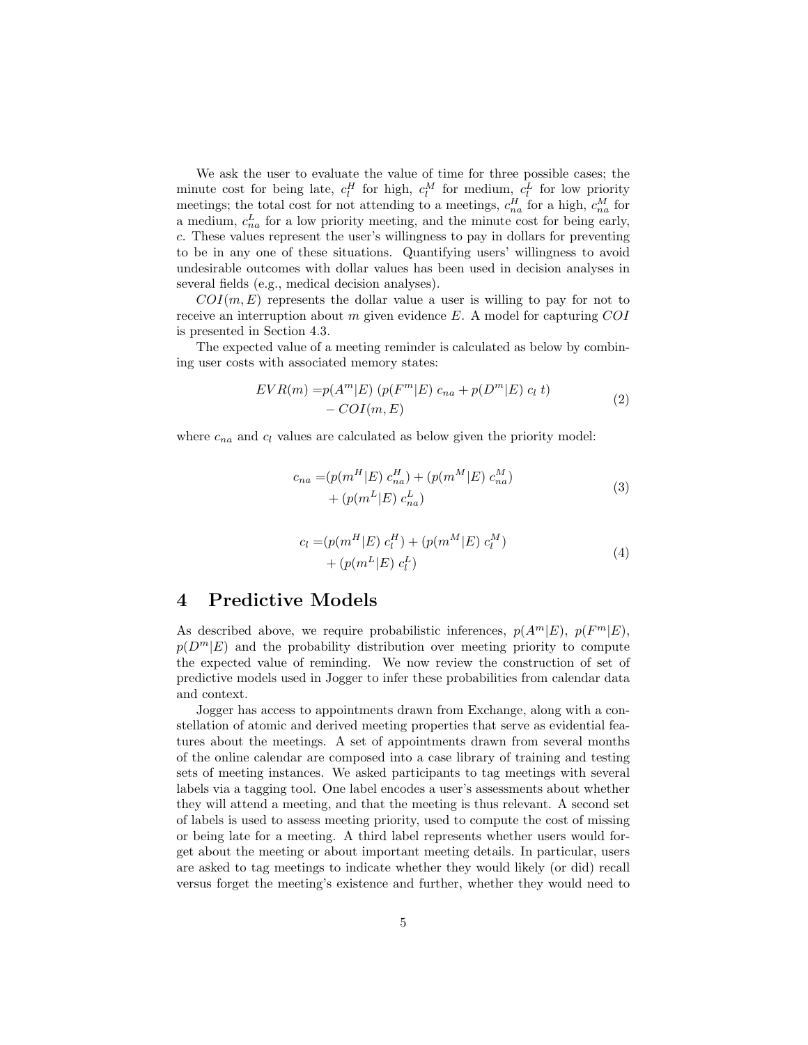We ask the user to evaluate the value of time for three possible cases; the minute cost for being late, $c_l^H$ for high, $c_l^M$ for medium, $c_l^L$ for low priority meetings; the total cost for not attending to a meetings, $c_{na}^H$ for a high, $c_{na}^M$ for a medium, $c_{na}^L$ for a low priority meeting, and the minute cost for being early, $c$. These values represent the user's willingness to pay in dollars for preventing to be in any one of these situations. Quantifying users' willingness to avoid undesirable outcomes with dollar values has been used in decision analyses in several fields (e.g., medical decision analyses).

$COI(m, E)$ represents the dollar value a user is willing to pay for not to receive an interruption about $m$ given evidence $E$. A model for capturing $COI$ is presented in Section 4.3.

The expected value of a meeting reminder is calculated as below by combining user costs with associated memory states:

$$EVR(m) = p(A^m|E)\ (p(F^m|E)\ c_{na} + p(D^m|E)\ c_l\ t) - COI(m, E) \tag{2}$$

where $c_{na}$ and $c_l$ values are calculated as below given the priority model:

$$c_{na} = (p(m^H|E)\ c_{na}^H) + (p(m^M|E)\ c_{na}^M) + (p(m^L|E)\ c_{na}^L) \tag{3}$$

$$c_l = (p(m^H|E)\ c_l^H) + (p(m^M|E)\ c_l^M) + (p(m^L|E)\ c_l^L) \tag{4}$$

# 4 Predictive Models

As described above, we require probabilistic inferences, $p(A^m|E)$, $p(F^m|E)$, $p(D^m|E)$ and the probability distribution over meeting priority to compute the expected value of reminding. We now review the construction of set of predictive models used in Jogger to infer these probabilities from calendar data and context.

Jogger has access to appointments drawn from Exchange, along with a constellation of atomic and derived meeting properties that serve as evidential features about the meetings. A set of appointments drawn from several months of the online calendar are composed into a case library of training and testing sets of meeting instances. We asked participants to tag meetings with several labels via a tagging tool. One label encodes a user's assessments about whether they will attend a meeting, and that the meeting is thus relevant. A second set of labels is used to assess meeting priority, used to compute the cost of missing or being late for a meeting. A third label represents whether users would forget about the meeting or about important meeting details. In particular, users are asked to tag meetings to indicate whether they would likely (or did) recall versus forget the meeting's existence and further, whether they would need to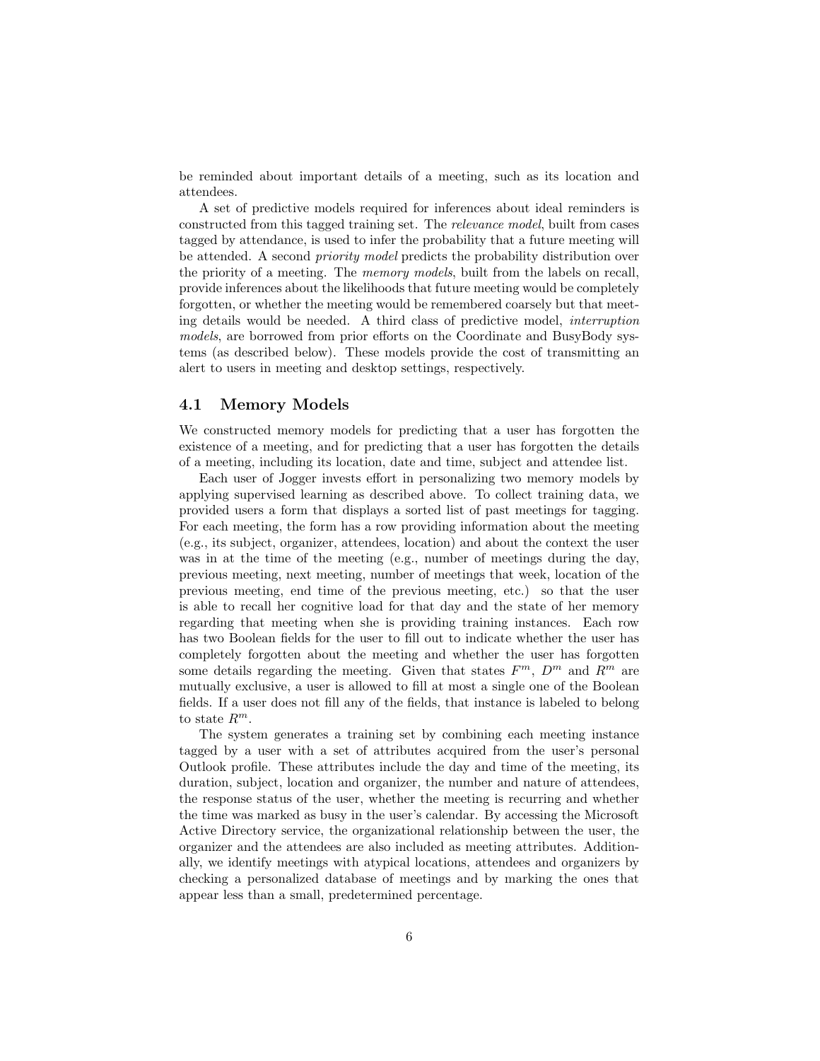be reminded about important details of a meeting, such as its location and attendees.

A set of predictive models required for inferences about ideal reminders is constructed from this tagged training set. The *relevance model*, built from cases tagged by attendance, is used to infer the probability that a future meeting will be attended. A second *priority model* predicts the probability distribution over the priority of a meeting. The *memory models*, built from the labels on recall, provide inferences about the likelihoods that future meeting would be completely forgotten, or whether the meeting would be remembered coarsely but that meeting details would be needed. A third class of predictive model, *interruption models*, are borrowed from prior efforts on the Coordinate and BusyBody systems (as described below). These models provide the cost of transmitting an alert to users in meeting and desktop settings, respectively.

## 4.1 Memory Models

We constructed memory models for predicting that a user has forgotten the existence of a meeting, and for predicting that a user has forgotten the details of a meeting, including its location, date and time, subject and attendee list.

Each user of Jogger invests effort in personalizing two memory models by applying supervised learning as described above. To collect training data, we provided users a form that displays a sorted list of past meetings for tagging. For each meeting, the form has a row providing information about the meeting (e.g., its subject, organizer, attendees, location) and about the context the user was in at the time of the meeting (e.g., number of meetings during the day, previous meeting, next meeting, number of meetings that week, location of the previous meeting, end time of the previous meeting, etc.) so that the user is able to recall her cognitive load for that day and the state of her memory regarding that meeting when she is providing training instances. Each row has two Boolean fields for the user to fill out to indicate whether the user has completely forgotten about the meeting and whether the user has forgotten some details regarding the meeting. Given that states $F^m$, $D^m$ and $R^m$ are mutually exclusive, a user is allowed to fill at most a single one of the Boolean fields. If a user does not fill any of the fields, that instance is labeled to belong to state $R^m$.

The system generates a training set by combining each meeting instance tagged by a user with a set of attributes acquired from the user's personal Outlook profile. These attributes include the day and time of the meeting, its duration, subject, location and organizer, the number and nature of attendees, the response status of the user, whether the meeting is recurring and whether the time was marked as busy in the user's calendar. By accessing the Microsoft Active Directory service, the organizational relationship between the user, the organizer and the attendees are also included as meeting attributes. Additionally, we identify meetings with atypical locations, attendees and organizers by checking a personalized database of meetings and by marking the ones that appear less than a small, predetermined percentage.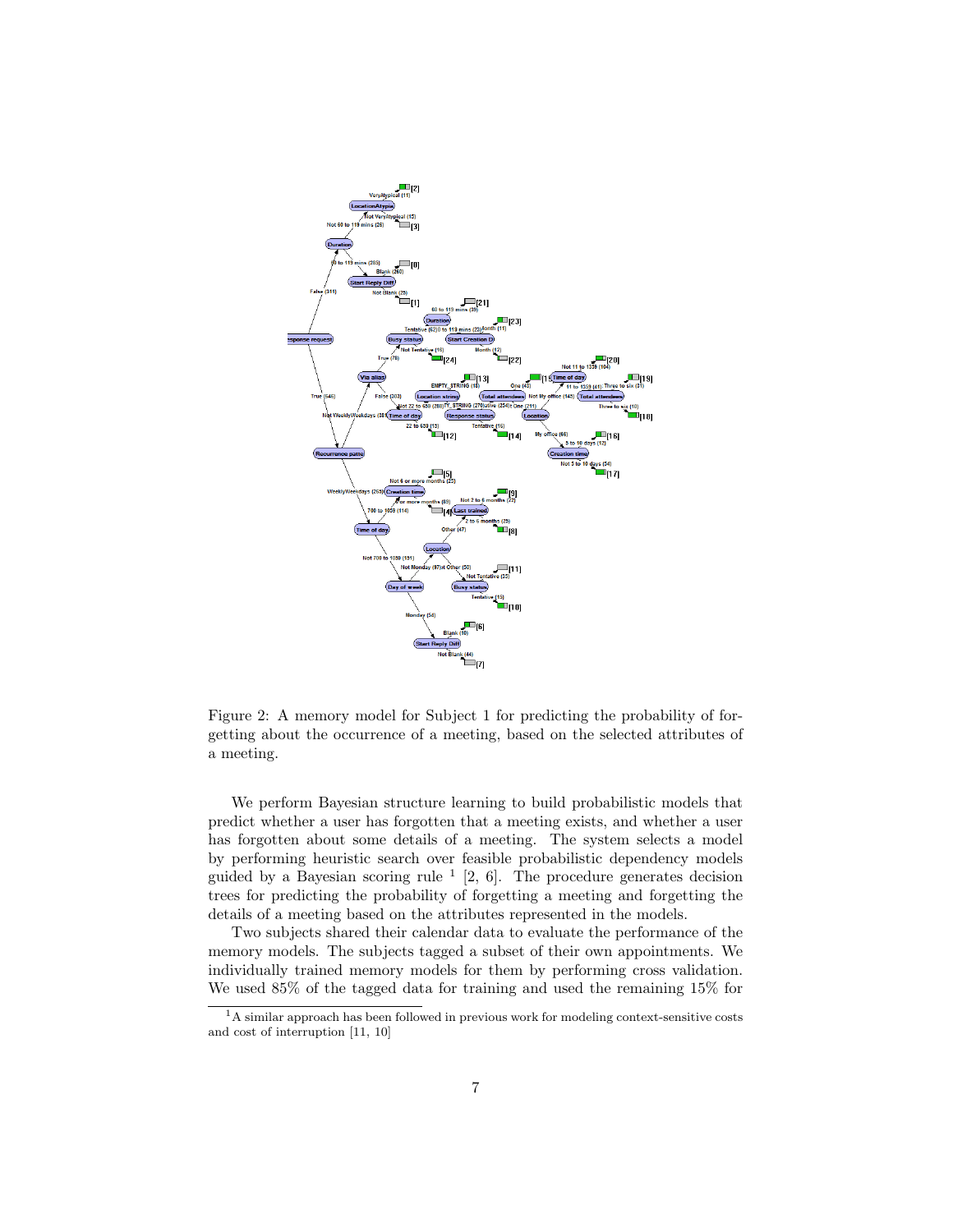Figure 2: A memory model for Subject 1 for predicting the probability of forgetting about the occurrence of a meeting, based on the selected attributes of a meeting.

We perform Bayesian structure learning to build probabilistic models that predict whether a user has forgotten that a meeting exists, and whether a user has forgotten about some details of a meeting. The system selects a model by performing heuristic search over feasible probabilistic dependency models guided by a Bayesian scoring rule [1] [2, 6]. The procedure generates decision trees for predicting the probability of forgetting a meeting and forgetting the details of a meeting based on the attributes represented in the models.

Two subjects shared their calendar data to evaluate the performance of the memory models. The subjects tagged a subset of their own appointments. We individually trained memory models for them by performing cross validation. We used 85% of the tagged data for training and used the remaining 15% for

[1] A similar approach has been followed in previous work for modeling context-sensitive costs and cost of interruption [11, 10]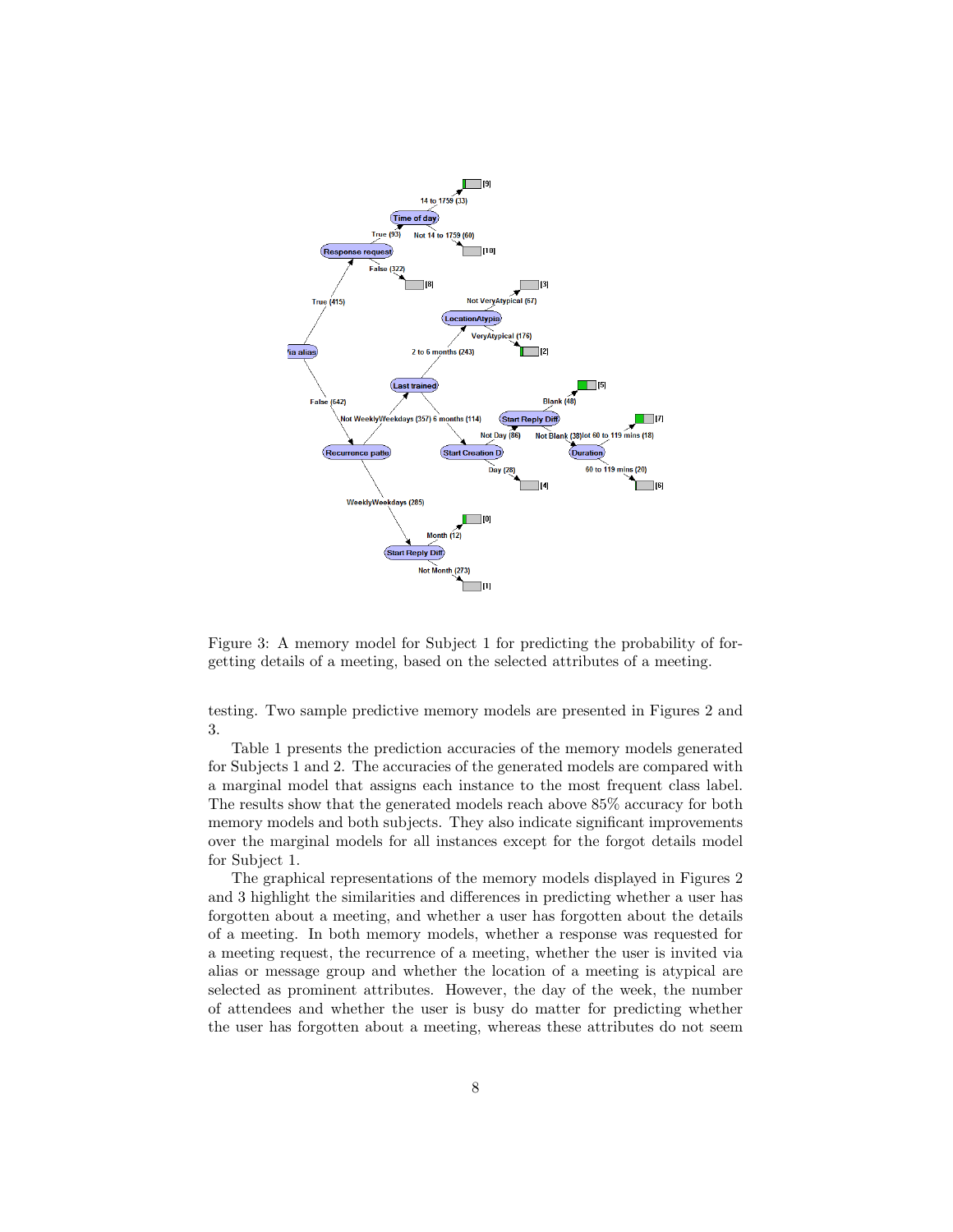Figure 3: A memory model for Subject 1 for predicting the probability of forgetting details of a meeting, based on the selected attributes of a meeting.

testing. Two sample predictive memory models are presented in Figures 2 and 3.

Table 1 presents the prediction accuracies of the memory models generated for Subjects 1 and 2. The accuracies of the generated models are compared with a marginal model that assigns each instance to the most frequent class label. The results show that the generated models reach above 85% accuracy for both memory models and both subjects. They also indicate significant improvements over the marginal models for all instances except for the forgot details model for Subject 1.

The graphical representations of the memory models displayed in Figures 2 and 3 highlight the similarities and differences in predicting whether a user has forgotten about a meeting, and whether a user has forgotten about the details of a meeting. In both memory models, whether a response was requested for a meeting request, the recurrence of a meeting, whether the user is invited via alias or message group and whether the location of a meeting is atypical are selected as prominent attributes. However, the day of the week, the number of attendees and whether the user is busy do matter for predicting whether the user has forgotten about a meeting, whereas these attributes do not seem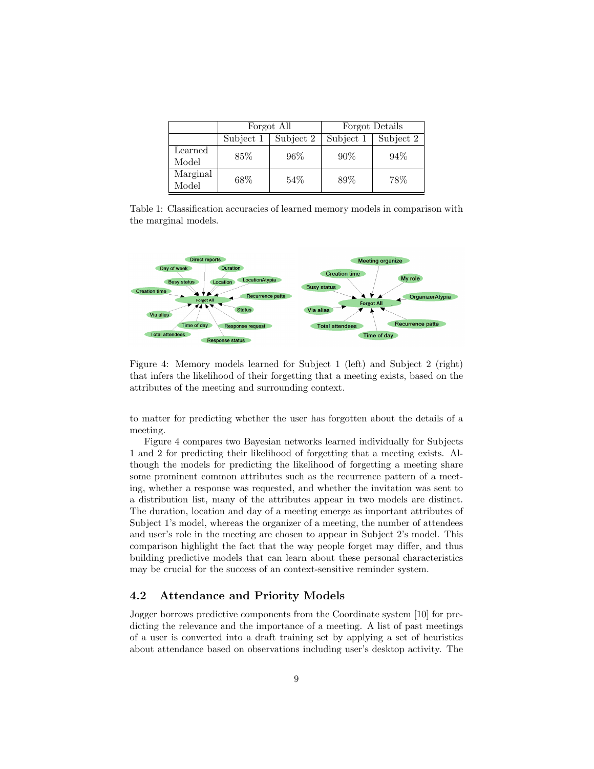|  | Forgot All |  | Forgot Details |  |
|---|---|---|---|---|
|  | Subject 1 | Subject 2 | Subject 1 | Subject 2 |
| Learned Model | 85% | 96% | 90% | 94% |
| Marginal Model | 68% | 54% | 89% | 78% |

Table 1: Classification accuracies of learned memory models in comparison with the marginal models.

Figure 4: Memory models learned for Subject 1 (left) and Subject 2 (right) that infers the likelihood of their forgetting that a meeting exists, based on the attributes of the meeting and surrounding context.

to matter for predicting whether the user has forgotten about the details of a meeting.

Figure 4 compares two Bayesian networks learned individually for Subjects 1 and 2 for predicting their likelihood of forgetting that a meeting exists. Although the models for predicting the likelihood of forgetting a meeting share some prominent common attributes such as the recurrence pattern of a meeting, whether a response was requested, and whether the invitation was sent to a distribution list, many of the attributes appear in two models are distinct. The duration, location and day of a meeting emerge as important attributes of Subject 1's model, whereas the organizer of a meeting, the number of attendees and user's role in the meeting are chosen to appear in Subject 2's model. This comparison highlight the fact that the way people forget may differ, and thus building predictive models that can learn about these personal characteristics may be crucial for the success of an context-sensitive reminder system.

### 4.2 Attendance and Priority Models

Jogger borrows predictive components from the Coordinate system [10] for predicting the relevance and the importance of a meeting. A list of past meetings of a user is converted into a draft training set by applying a set of heuristics about attendance based on observations including user's desktop activity. The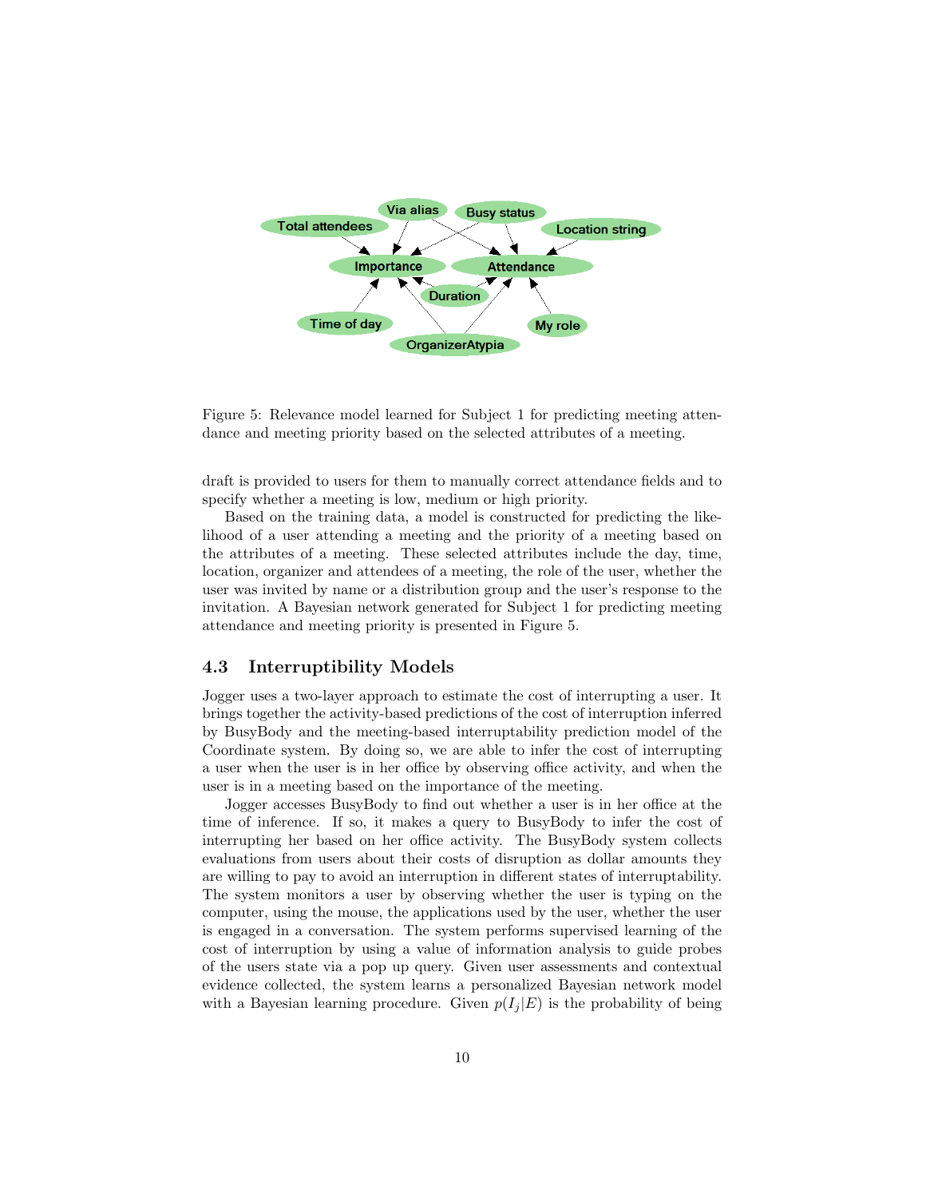Figure 5: Relevance model learned for Subject 1 for predicting meeting attendance and meeting priority based on the selected attributes of a meeting.

draft is provided to users for them to manually correct attendance fields and to specify whether a meeting is low, medium or high priority.

Based on the training data, a model is constructed for predicting the likelihood of a user attending a meeting and the priority of a meeting based on the attributes of a meeting. These selected attributes include the day, time, location, organizer and attendees of a meeting, the role of the user, whether the user was invited by name or a distribution group and the user's response to the invitation. A Bayesian network generated for Subject 1 for predicting meeting attendance and meeting priority is presented in Figure 5.

### 4.3 Interruptibility Models

Jogger uses a two-layer approach to estimate the cost of interrupting a user. It brings together the activity-based predictions of the cost of interruption inferred by BusyBody and the meeting-based interruptability prediction model of the Coordinate system. By doing so, we are able to infer the cost of interrupting a user when the user is in her office by observing office activity, and when the user is in a meeting based on the importance of the meeting.

Jogger accesses BusyBody to find out whether a user is in her office at the time of inference. If so, it makes a query to BusyBody to infer the cost of interrupting her based on her office activity. The BusyBody system collects evaluations from users about their costs of disruption as dollar amounts they are willing to pay to avoid an interruption in different states of interruptability. The system monitors a user by observing whether the user is typing on the computer, using the mouse, the applications used by the user, whether the user is engaged in a conversation. The system performs supervised learning of the cost of interruption by using a value of information analysis to guide probes of the users state via a pop up query. Given user assessments and contextual evidence collected, the system learns a personalized Bayesian network model with a Bayesian learning procedure. Given $p(I_j|E)$ is the probability of being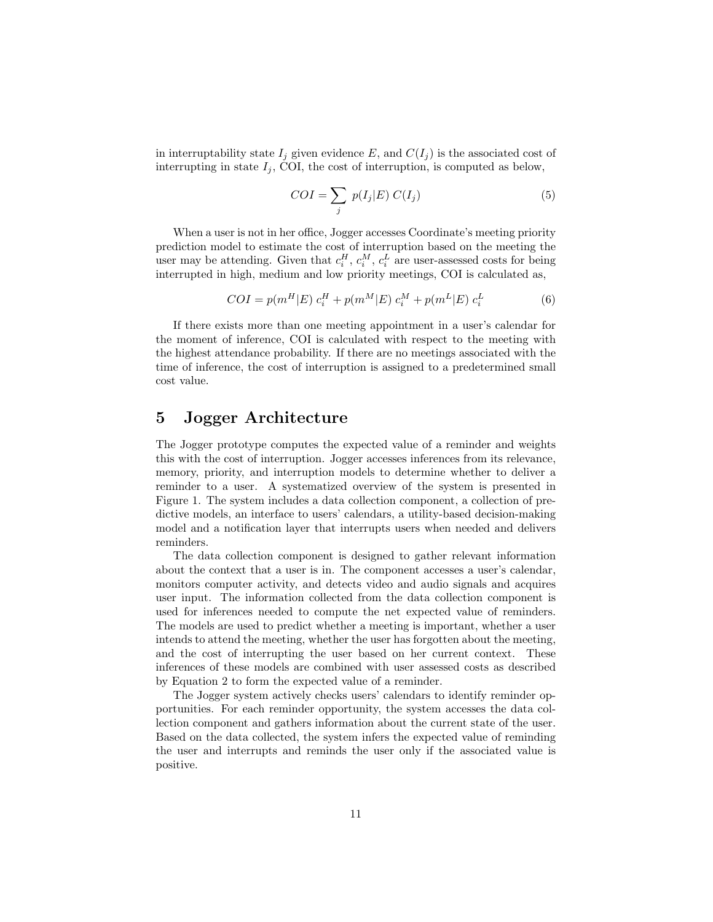in interruptability state $I_j$ given evidence $E$, and $C(I_j)$ is the associated cost of interrupting in state $I_j$, COI, the cost of interruption, is computed as below,

$$COI = \sum_j p(I_j|E)\, C(I_j) \tag{5}$$

When a user is not in her office, Jogger accesses Coordinate's meeting priority prediction model to estimate the cost of interruption based on the meeting the user may be attending. Given that $c_i^H$, $c_i^M$, $c_i^L$ are user-assessed costs for being interrupted in high, medium and low priority meetings, COI is calculated as,

$$COI = p(m^H|E)\, c_i^H + p(m^M|E)\, c_i^M + p(m^L|E)\, c_i^L \tag{6}$$

If there exists more than one meeting appointment in a user's calendar for the moment of inference, COI is calculated with respect to the meeting with the highest attendance probability. If there are no meetings associated with the time of inference, the cost of interruption is assigned to a predetermined small cost value.

# 5 Jogger Architecture

The Jogger prototype computes the expected value of a reminder and weights this with the cost of interruption. Jogger accesses inferences from its relevance, memory, priority, and interruption models to determine whether to deliver a reminder to a user. A systematized overview of the system is presented in Figure 1. The system includes a data collection component, a collection of predictive models, an interface to users' calendars, a utility-based decision-making model and a notification layer that interrupts users when needed and delivers reminders.

The data collection component is designed to gather relevant information about the context that a user is in. The component accesses a user's calendar, monitors computer activity, and detects video and audio signals and acquires user input. The information collected from the data collection component is used for inferences needed to compute the net expected value of reminders. The models are used to predict whether a meeting is important, whether a user intends to attend the meeting, whether the user has forgotten about the meeting, and the cost of interrupting the user based on her current context. These inferences of these models are combined with user assessed costs as described by Equation 2 to form the expected value of a reminder.

The Jogger system actively checks users' calendars to identify reminder opportunities. For each reminder opportunity, the system accesses the data collection component and gathers information about the current state of the user. Based on the data collected, the system infers the expected value of reminding the user and interrupts and reminds the user only if the associated value is positive.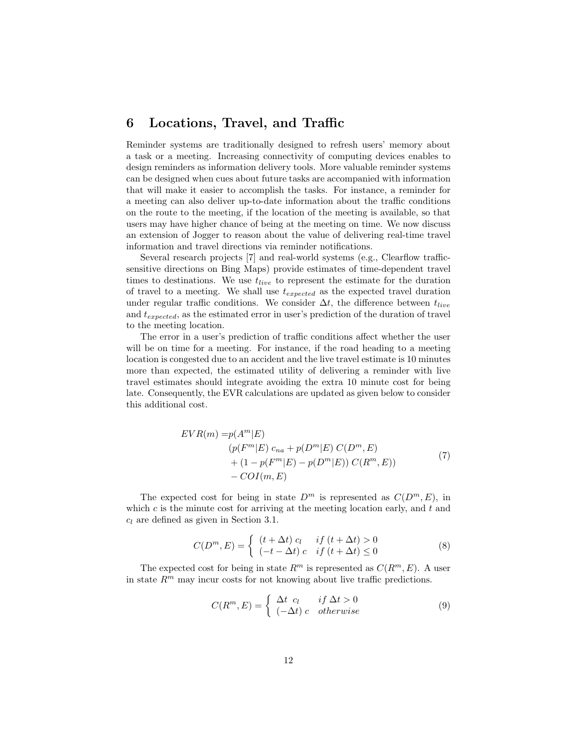## 6 Locations, Travel, and Traffic

Reminder systems are traditionally designed to refresh users' memory about a task or a meeting. Increasing connectivity of computing devices enables to design reminders as information delivery tools. More valuable reminder systems can be designed when cues about future tasks are accompanied with information that will make it easier to accomplish the tasks. For instance, a reminder for a meeting can also deliver up-to-date information about the traffic conditions on the route to the meeting, if the location of the meeting is available, so that users may have higher chance of being at the meeting on time. We now discuss an extension of Jogger to reason about the value of delivering real-time travel information and travel directions via reminder notifications.

Several research projects [7] and real-world systems (e.g., Clearflow traffic-sensitive directions on Bing Maps) provide estimates of time-dependent travel times to destinations. We use $t_{live}$ to represent the estimate for the duration of travel to a meeting. We shall use $t_{expected}$ as the expected travel duration under regular traffic conditions. We consider $\Delta t$, the difference between $t_{live}$ and $t_{expected}$, as the estimated error in user's prediction of the duration of travel to the meeting location.

The error in a user's prediction of traffic conditions affect whether the user will be on time for a meeting. For instance, if the road heading to a meeting location is congested due to an accident and the live travel estimate is 10 minutes more than expected, the estimated utility of delivering a reminder with live travel estimates should integrate avoiding the extra 10 minute cost for being late. Consequently, the EVR calculations are updated as given below to consider this additional cost.

$$
\begin{aligned}
EVR(m) = & p(A^m|E) \\
& (p(F^m|E)\; c_{na} + p(D^m|E)\; C(D^m, E) \\
& + (1 - p(F^m|E) - p(D^m|E))\; C(R^m, E)) \\
& - COI(m, E)
\end{aligned}
\tag{7}
$$

The expected cost for being in state $D^m$ is represented as $C(D^m, E)$, in which $c$ is the minute cost for arriving at the meeting location early, and $t$ and $c_l$ are defined as given in Section 3.1.

$$
C(D^m, E) = \begin{cases} (t + \Delta t)\; c_l & if\; (t + \Delta t) > 0 \\ (-t - \Delta t)\; c & if\; (t + \Delta t) \leq 0 \end{cases}
\tag{8}
$$

The expected cost for being in state $R^m$ is represented as $C(R^m, E)$. A user in state $R^m$ may incur costs for not knowing about live traffic predictions.

$$
C(R^m, E) = \begin{cases} \Delta t\;\; c_l & if\; \Delta t > 0 \\ (-\Delta t)\; c & otherwise \end{cases}
\tag{9}
$$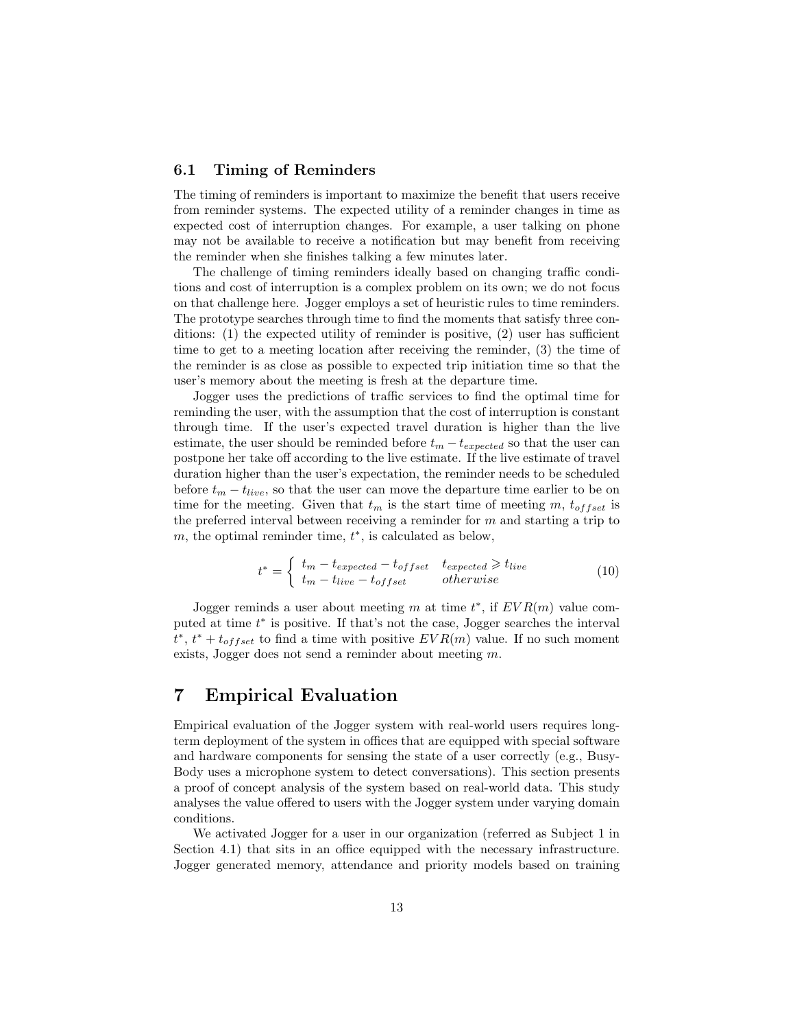### 6.1 Timing of Reminders

The timing of reminders is important to maximize the benefit that users receive from reminder systems. The expected utility of a reminder changes in time as expected cost of interruption changes. For example, a user talking on phone may not be available to receive a notification but may benefit from receiving the reminder when she finishes talking a few minutes later.

The challenge of timing reminders ideally based on changing traffic conditions and cost of interruption is a complex problem on its own; we do not focus on that challenge here. Jogger employs a set of heuristic rules to time reminders. The prototype searches through time to find the moments that satisfy three conditions: (1) the expected utility of reminder is positive, (2) user has sufficient time to get to a meeting location after receiving the reminder, (3) the time of the reminder is as close as possible to expected trip initiation time so that the user's memory about the meeting is fresh at the departure time.

Jogger uses the predictions of traffic services to find the optimal time for reminding the user, with the assumption that the cost of interruption is constant through time. If the user's expected travel duration is higher than the live estimate, the user should be reminded before $t_m - t_{expected}$ so that the user can postpone her take off according to the live estimate. If the live estimate of travel duration higher than the user's expectation, the reminder needs to be scheduled before $t_m - t_{live}$, so that the user can move the departure time earlier to be on time for the meeting. Given that $t_m$ is the start time of meeting $m$, $t_{offset}$ is the preferred interval between receiving a reminder for $m$ and starting a trip to $m$, the optimal reminder time, $t^*$, is calculated as below,

$$t^* = \begin{cases} t_m - t_{expected} - t_{offset} & t_{expected} \geqslant t_{live} \\ t_m - t_{live} - t_{offset} & otherwise \end{cases} \tag{10}$$

Jogger reminds a user about meeting $m$ at time $t^*$, if $EVR(m)$ value computed at time $t^*$ is positive. If that's not the case, Jogger searches the interval $t^*$, $t^* + t_{offset}$ to find a time with positive $EVR(m)$ value. If no such moment exists, Jogger does not send a reminder about meeting $m$.

## 7 Empirical Evaluation

Empirical evaluation of the Jogger system with real-world users requires long-term deployment of the system in offices that are equipped with special software and hardware components for sensing the state of a user correctly (e.g., BusyBody uses a microphone system to detect conversations). This section presents a proof of concept analysis of the system based on real-world data. This study analyses the value offered to users with the Jogger system under varying domain conditions.

We activated Jogger for a user in our organization (referred as Subject 1 in Section 4.1) that sits in an office equipped with the necessary infrastructure. Jogger generated memory, attendance and priority models based on training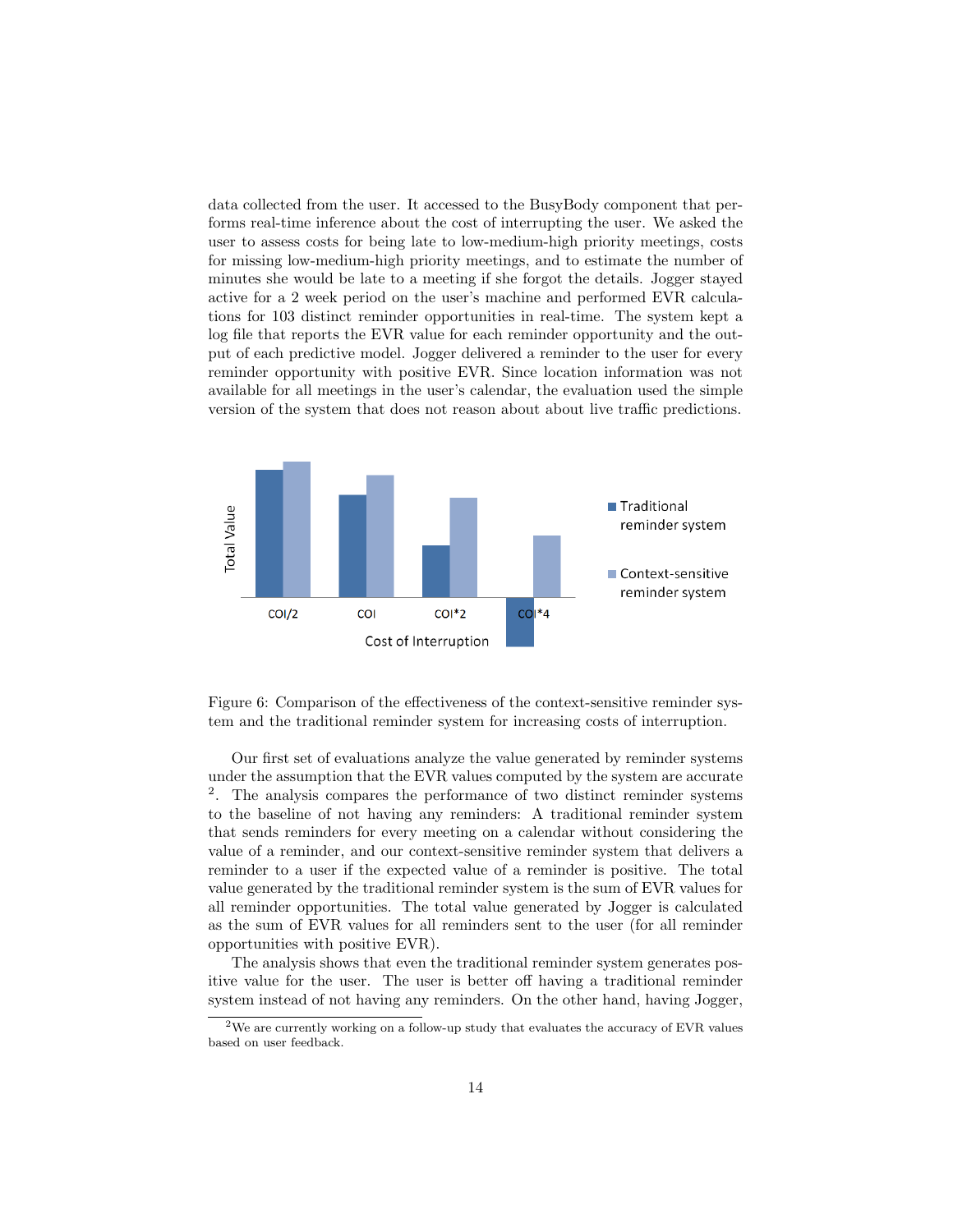data collected from the user. It accessed to the BusyBody component that performs real-time inference about the cost of interrupting the user. We asked the user to assess costs for being late to low-medium-high priority meetings, costs for missing low-medium-high priority meetings, and to estimate the number of minutes she would be late to a meeting if she forgot the details. Jogger stayed active for a 2 week period on the user's machine and performed EVR calculations for 103 distinct reminder opportunities in real-time. The system kept a log file that reports the EVR value for each reminder opportunity and the output of each predictive model. Jogger delivered a reminder to the user for every reminder opportunity with positive EVR. Since location information was not available for all meetings in the user's calendar, the evaluation used the simple version of the system that does not reason about about live traffic predictions.

Figure 6: Comparison of the effectiveness of the context-sensitive reminder system and the traditional reminder system for increasing costs of interruption.

Our first set of evaluations analyze the value generated by reminder systems under the assumption that the EVR values computed by the system are accurate [2]. The analysis compares the performance of two distinct reminder systems to the baseline of not having any reminders: A traditional reminder system that sends reminders for every meeting on a calendar without considering the value of a reminder, and our context-sensitive reminder system that delivers a reminder to a user if the expected value of a reminder is positive. The total value generated by the traditional reminder system is the sum of EVR values for all reminder opportunities. The total value generated by Jogger is calculated as the sum of EVR values for all reminders sent to the user (for all reminder opportunities with positive EVR).

The analysis shows that even the traditional reminder system generates positive value for the user. The user is better off having a traditional reminder system instead of not having any reminders. On the other hand, having Jogger,

[2] We are currently working on a follow-up study that evaluates the accuracy of EVR values based on user feedback.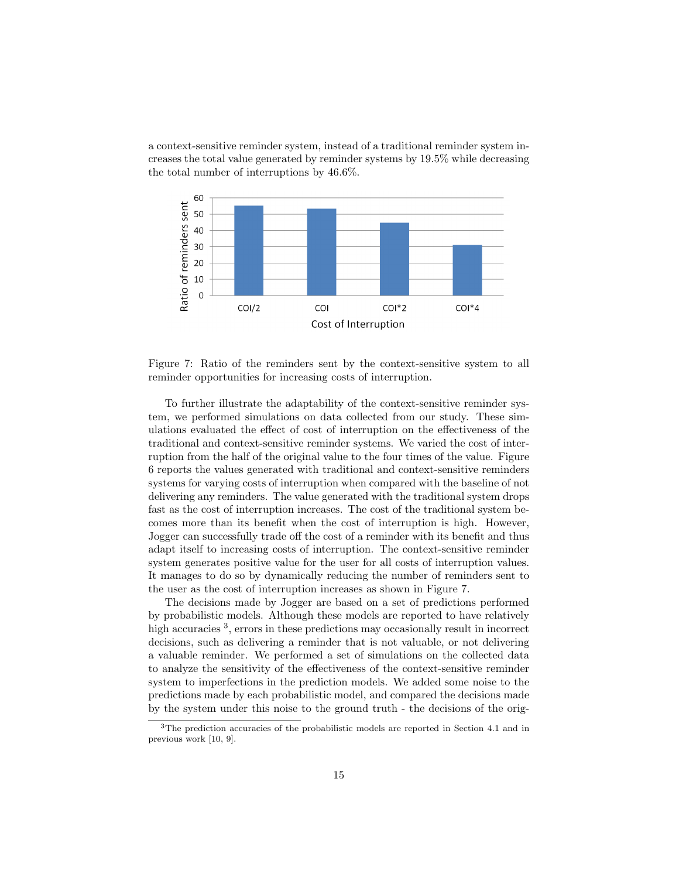a context-sensitive reminder system, instead of a traditional reminder system increases the total value generated by reminder systems by 19.5% while decreasing the total number of interruptions by 46.6%.

Figure 7: Ratio of the reminders sent by the context-sensitive system to all reminder opportunities for increasing costs of interruption.

To further illustrate the adaptability of the context-sensitive reminder system, we performed simulations on data collected from our study. These simulations evaluated the effect of cost of interruption on the effectiveness of the traditional and context-sensitive reminder systems. We varied the cost of interruption from the half of the original value to the four times of the value. Figure 6 reports the values generated with traditional and context-sensitive reminders systems for varying costs of interruption when compared with the baseline of not delivering any reminders. The value generated with the traditional system drops fast as the cost of interruption increases. The cost of the traditional system becomes more than its benefit when the cost of interruption is high. However, Jogger can successfully trade off the cost of a reminder with its benefit and thus adapt itself to increasing costs of interruption. The context-sensitive reminder system generates positive value for the user for all costs of interruption values. It manages to do so by dynamically reducing the number of reminders sent to the user as the cost of interruption increases as shown in Figure 7.

The decisions made by Jogger are based on a set of predictions performed by probabilistic models. Although these models are reported to have relatively high accuracies [3], errors in these predictions may occasionally result in incorrect decisions, such as delivering a reminder that is not valuable, or not delivering a valuable reminder. We performed a set of simulations on the collected data to analyze the sensitivity of the effectiveness of the context-sensitive reminder system to imperfections in the prediction models. We added some noise to the predictions made by each probabilistic model, and compared the decisions made by the system under this noise to the ground truth - the decisions of the orig-

[3] The prediction accuracies of the probabilistic models are reported in Section 4.1 and in previous work [10, 9].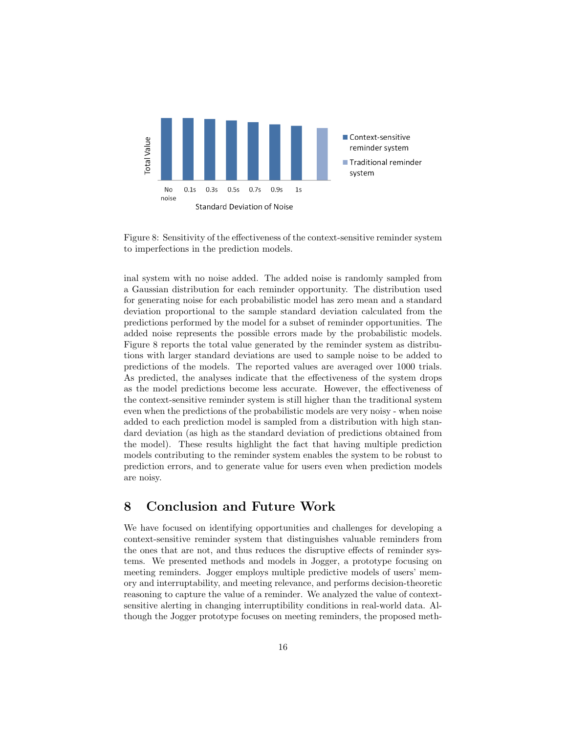Figure 8: Sensitivity of the effectiveness of the context-sensitive reminder system to imperfections in the prediction models.

inal system with no noise added. The added noise is randomly sampled from a Gaussian distribution for each reminder opportunity. The distribution used for generating noise for each probabilistic model has zero mean and a standard deviation proportional to the sample standard deviation calculated from the predictions performed by the model for a subset of reminder opportunities. The added noise represents the possible errors made by the probabilistic models. Figure 8 reports the total value generated by the reminder system as distributions with larger standard deviations are used to sample noise to be added to predictions of the models. The reported values are averaged over 1000 trials. As predicted, the analyses indicate that the effectiveness of the system drops as the model predictions become less accurate. However, the effectiveness of the context-sensitive reminder system is still higher than the traditional system even when the predictions of the probabilistic models are very noisy - when noise added to each prediction model is sampled from a distribution with high standard deviation (as high as the standard deviation of predictions obtained from the model). These results highlight the fact that having multiple prediction models contributing to the reminder system enables the system to be robust to prediction errors, and to generate value for users even when prediction models are noisy.

# 8 Conclusion and Future Work

We have focused on identifying opportunities and challenges for developing a context-sensitive reminder system that distinguishes valuable reminders from the ones that are not, and thus reduces the disruptive effects of reminder systems. We presented methods and models in Jogger, a prototype focusing on meeting reminders. Jogger employs multiple predictive models of users' memory and interruptability, and meeting relevance, and performs decision-theoretic reasoning to capture the value of a reminder. We analyzed the value of context-sensitive alerting in changing interruptibility conditions in real-world data. Although the Jogger prototype focuses on meeting reminders, the proposed meth-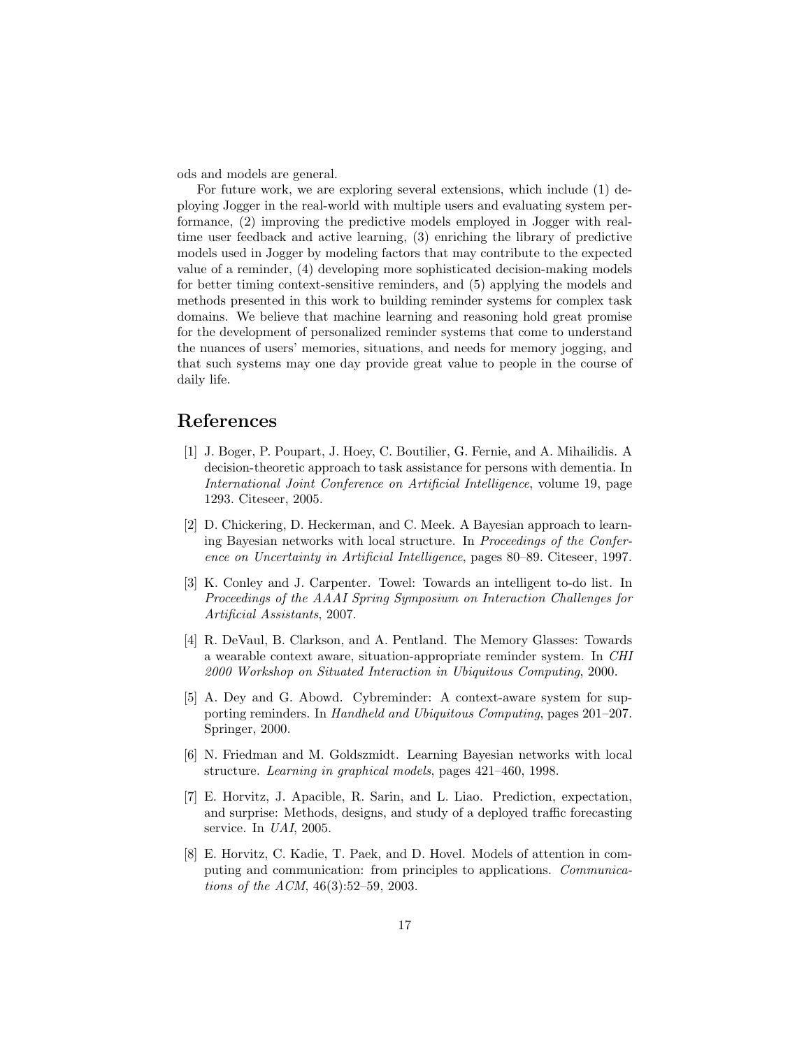ods and models are general.

For future work, we are exploring several extensions, which include (1) deploying Jogger in the real-world with multiple users and evaluating system performance, (2) improving the predictive models employed in Jogger with real-time user feedback and active learning, (3) enriching the library of predictive models used in Jogger by modeling factors that may contribute to the expected value of a reminder, (4) developing more sophisticated decision-making models for better timing context-sensitive reminders, and (5) applying the models and methods presented in this work to building reminder systems for complex task domains. We believe that machine learning and reasoning hold great promise for the development of personalized reminder systems that come to understand the nuances of users' memories, situations, and needs for memory jogging, and that such systems may one day provide great value to people in the course of daily life.

## References

[1] J. Boger, P. Poupart, J. Hoey, C. Boutilier, G. Fernie, and A. Mihailidis. A decision-theoretic approach to task assistance for persons with dementia. In *International Joint Conference on Artificial Intelligence*, volume 19, page 1293. Citeseer, 2005.

[2] D. Chickering, D. Heckerman, and C. Meek. A Bayesian approach to learning Bayesian networks with local structure. In *Proceedings of the Conference on Uncertainty in Artificial Intelligence*, pages 80–89. Citeseer, 1997.

[3] K. Conley and J. Carpenter. Towel: Towards an intelligent to-do list. In *Proceedings of the AAAI Spring Symposium on Interaction Challenges for Artificial Assistants*, 2007.

[4] R. DeVaul, B. Clarkson, and A. Pentland. The Memory Glasses: Towards a wearable context aware, situation-appropriate reminder system. In *CHI 2000 Workshop on Situated Interaction in Ubiquitous Computing*, 2000.

[5] A. Dey and G. Abowd. Cybreminder: A context-aware system for supporting reminders. In *Handheld and Ubiquitous Computing*, pages 201–207. Springer, 2000.

[6] N. Friedman and M. Goldszmidt. Learning Bayesian networks with local structure. *Learning in graphical models*, pages 421–460, 1998.

[7] E. Horvitz, J. Apacible, R. Sarin, and L. Liao. Prediction, expectation, and surprise: Methods, designs, and study of a deployed traffic forecasting service. In *UAI*, 2005.

[8] E. Horvitz, C. Kadie, T. Paek, and D. Hovel. Models of attention in computing and communication: from principles to applications. *Communications of the ACM*, 46(3):52–59, 2003.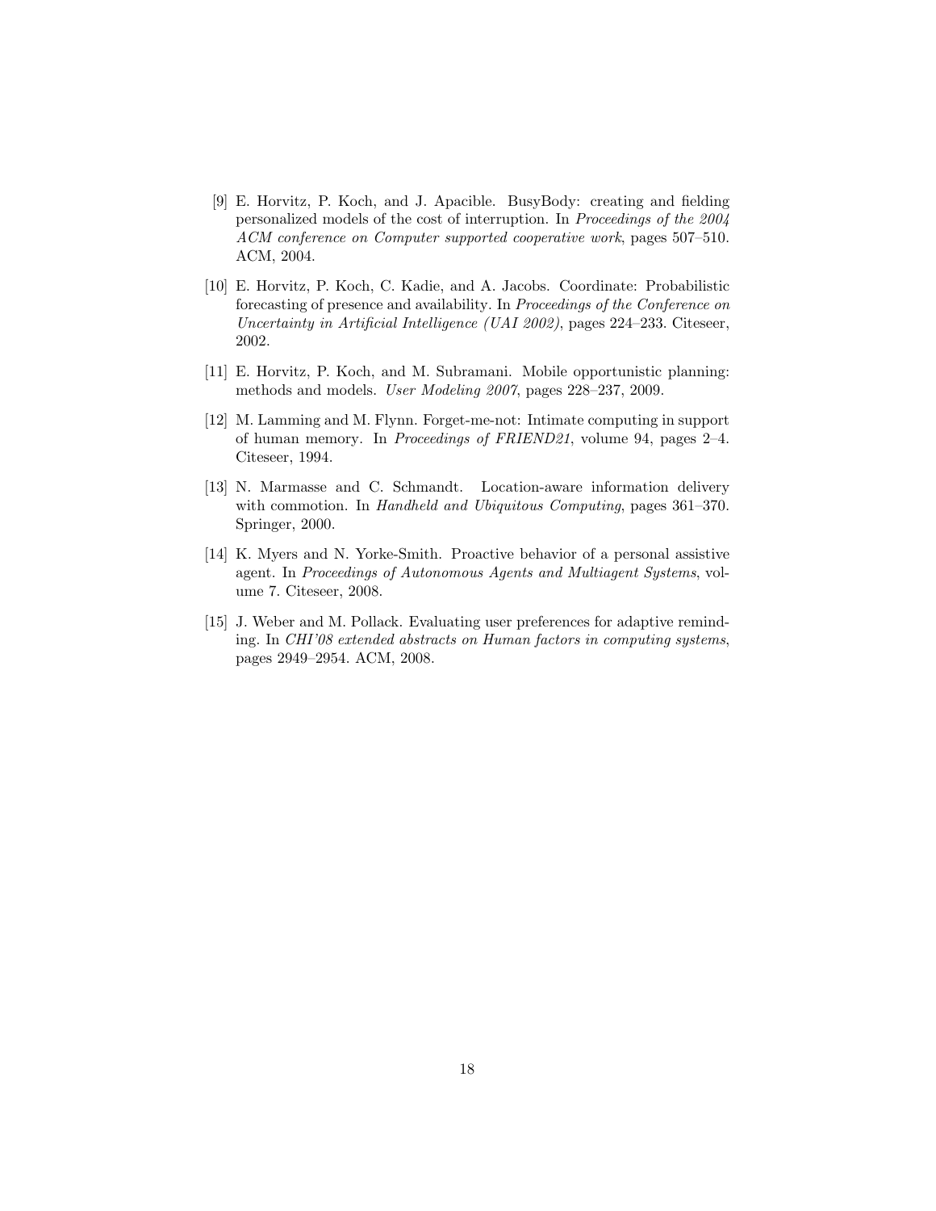[9] E. Horvitz, P. Koch, and J. Apacible. BusyBody: creating and fielding personalized models of the cost of interruption. In *Proceedings of the 2004 ACM conference on Computer supported cooperative work*, pages 507–510. ACM, 2004.

[10] E. Horvitz, P. Koch, C. Kadie, and A. Jacobs. Coordinate: Probabilistic forecasting of presence and availability. In *Proceedings of the Conference on Uncertainty in Artificial Intelligence (UAI 2002)*, pages 224–233. Citeseer, 2002.

[11] E. Horvitz, P. Koch, and M. Subramani. Mobile opportunistic planning: methods and models. *User Modeling 2007*, pages 228–237, 2009.

[12] M. Lamming and M. Flynn. Forget-me-not: Intimate computing in support of human memory. In *Proceedings of FRIEND21*, volume 94, pages 2–4. Citeseer, 1994.

[13] N. Marmasse and C. Schmandt. Location-aware information delivery with commotion. In *Handheld and Ubiquitous Computing*, pages 361–370. Springer, 2000.

[14] K. Myers and N. Yorke-Smith. Proactive behavior of a personal assistive agent. In *Proceedings of Autonomous Agents and Multiagent Systems*, volume 7. Citeseer, 2008.

[15] J. Weber and M. Pollack. Evaluating user preferences for adaptive reminding. In *CHI'08 extended abstracts on Human factors in computing systems*, pages 2949–2954. ACM, 2008.